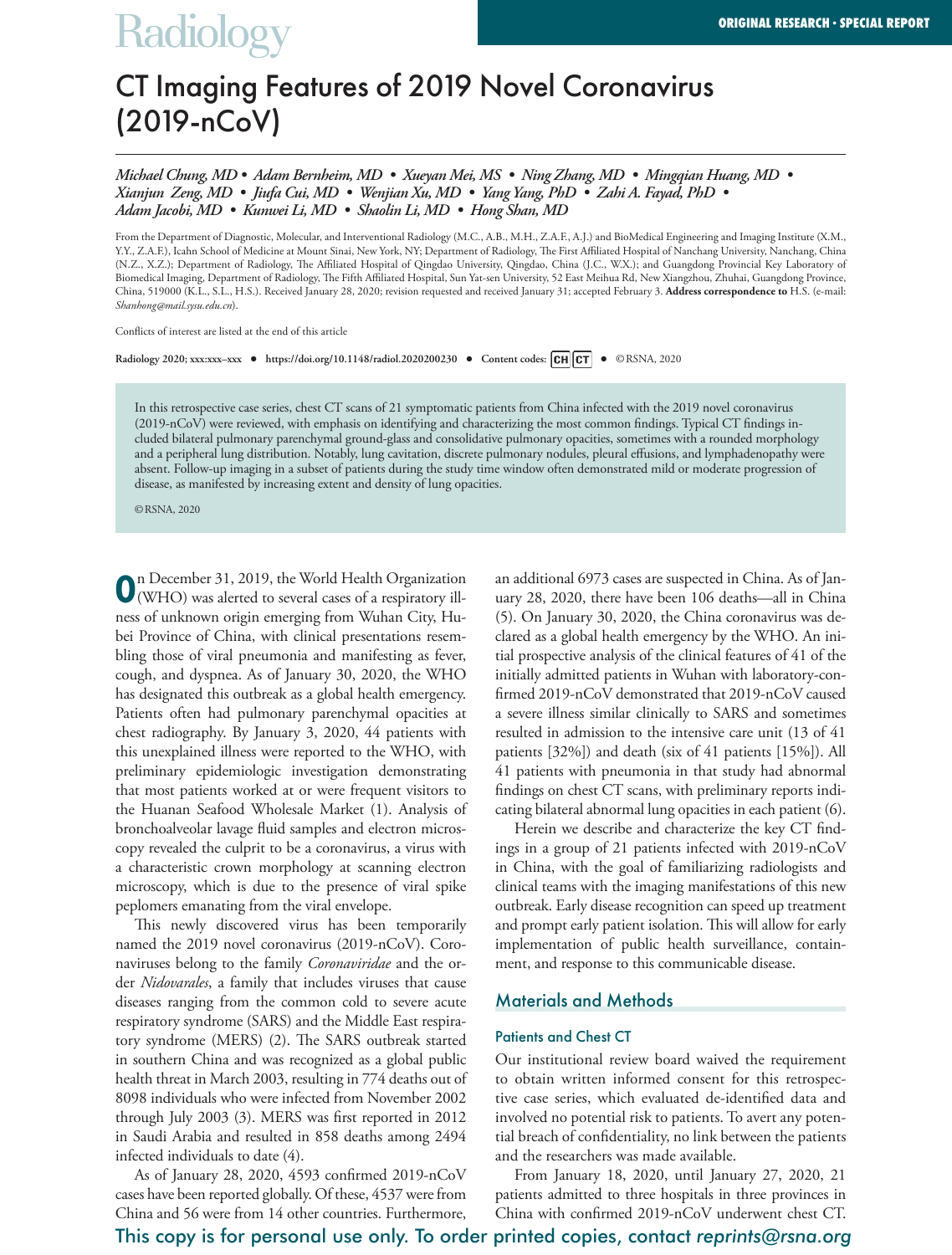ORIGINAL RESEARCH • SPECIAL REPORT

# CT Imaging Features of 2019 Novel Coronavirus (2019-nCoV)

*Michael Chung, MD • Adam Bernheim, MD • Xueyan Mei, MS • Ning Zhang, MD • Mingqian Huang, MD • Xianjun Zeng, MD • Jiufa Cui, MD • Wenjian Xu, MD • Yang Yang, PhD • Zahi A. Fayad, PhD • Adam Jacobi, MD • Kunwei Li, MD • Shaolin Li, MD • Hong Shan, MD*

From the Department of Diagnostic, Molecular, and Interventional Radiology (M.C., A.B., M.H., Z.A.F., A.J.) and BioMedical Engineering and Imaging Institute (X.M., Y.Y., Z.A.F.), Icahn School of Medicine at Mount Sinai, New York, NY; Department of Radiology, The First Affiliated Hospital of Nanchang University, Nanchang, China (N.Z., X.Z.); Department of Radiology, The Affiliated Hospital of Qingdao University, Qingdao, China (J.C., W.X.); and Guangdong Provincial Key Laboratory of Biomedical Imaging, Department of Radiology, The Fifth Affiliated Hospital, Sun Yat-sen University, 52 East Meihua Rd, New Xiangzhou, Zhuhai, Guangdong Province, China, 519000 (K.L., S.L., H.S.). Received January 28, 2020; revision requested and received January 31; accepted February 3. **Address correspondence to** H.S. (e-mail: *Shanhong@mail.sysu.edu.cn*).

Conflicts of interest are listed at the end of this article

Radiology 2020; xxx:xxx–xxx • https://doi.org/10.1148/radiol.2020200230 • Content codes: CH CT • ©RSNA, 2020

In this retrospective case series, chest CT scans of 21 symptomatic patients from China infected with the 2019 novel coronavirus (2019-nCoV) were reviewed, with emphasis on identifying and characterizing the most common findings. Typical CT findings included bilateral pulmonary parenchymal ground-glass and consolidative pulmonary opacities, sometimes with a rounded morphology and a peripheral lung distribution. Notably, lung cavitation, discrete pulmonary nodules, pleural effusions, and lymphadenopathy were absent. Follow-up imaging in a subset of patients during the study time window often demonstrated mild or moderate progression of disease, as manifested by increasing extent and density of lung opacities.

©RSNA, 2020

On December 31, 2019, the World Health Organization (WHO) was alerted to several cases of a respiratory illness of unknown origin emerging from Wuhan City, Hubei Province of China, with clinical presentations resembling those of viral pneumonia and manifesting as fever, cough, and dyspnea. As of January 30, 2020, the WHO has designated this outbreak as a global health emergency. Patients often had pulmonary parenchymal opacities at chest radiography. By January 3, 2020, 44 patients with this unexplained illness were reported to the WHO, with preliminary epidemiologic investigation demonstrating that most patients worked at or were frequent visitors to the Huanan Seafood Wholesale Market (1). Analysis of bronchoalveolar lavage fluid samples and electron microscopy revealed the culprit to be a coronavirus, a virus with a characteristic crown morphology at scanning electron microscopy, which is due to the presence of viral spike peplomers emanating from the viral envelope.

This newly discovered virus has been temporarily named the 2019 novel coronavirus (2019-nCoV). Coronaviruses belong to the family *Coronaviridae* and the order *Nidovarales*, a family that includes viruses that cause diseases ranging from the common cold to severe acute respiratory syndrome (SARS) and the Middle East respiratory syndrome (MERS) (2). The SARS outbreak started in southern China and was recognized as a global public health threat in March 2003, resulting in 774 deaths out of 8098 individuals who were infected from November 2002 through July 2003 (3). MERS was first reported in 2012 in Saudi Arabia and resulted in 858 deaths among 2494 infected individuals to date (4).

As of January 28, 2020, 4593 confirmed 2019-nCoV cases have been reported globally. Of these, 4537 were from China and 56 were from 14 other countries. Furthermore, an additional 6973 cases are suspected in China. As of January 28, 2020, there have been 106 deaths—all in China (5). On January 30, 2020, the China coronavirus was declared as a global health emergency by the WHO. An initial prospective analysis of the clinical features of 41 of the initially admitted patients in Wuhan with laboratory-confirmed 2019-nCoV demonstrated that 2019-nCoV caused a severe illness similar clinically to SARS and sometimes resulted in admission to the intensive care unit (13 of 41 patients [32%]) and death (six of 41 patients [15%]). All 41 patients with pneumonia in that study had abnormal findings on chest CT scans, with preliminary reports indicating bilateral abnormal lung opacities in each patient (6).

Herein we describe and characterize the key CT findings in a group of 21 patients infected with 2019-nCoV in China, with the goal of familiarizing radiologists and clinical teams with the imaging manifestations of this new outbreak. Early disease recognition can speed up treatment and prompt early patient isolation. This will allow for early implementation of public health surveillance, containment, and response to this communicable disease.

## Materials and Methods

### Patients and Chest CT

Our institutional review board waived the requirement to obtain written informed consent for this retrospective case series, which evaluated de-identified data and involved no potential risk to patients. To avert any potential breach of confidentiality, no link between the patients and the researchers was made available.

From January 18, 2020, until January 27, 2020, 21 patients admitted to three hospitals in three provinces in China with confirmed 2019-nCoV underwent chest CT.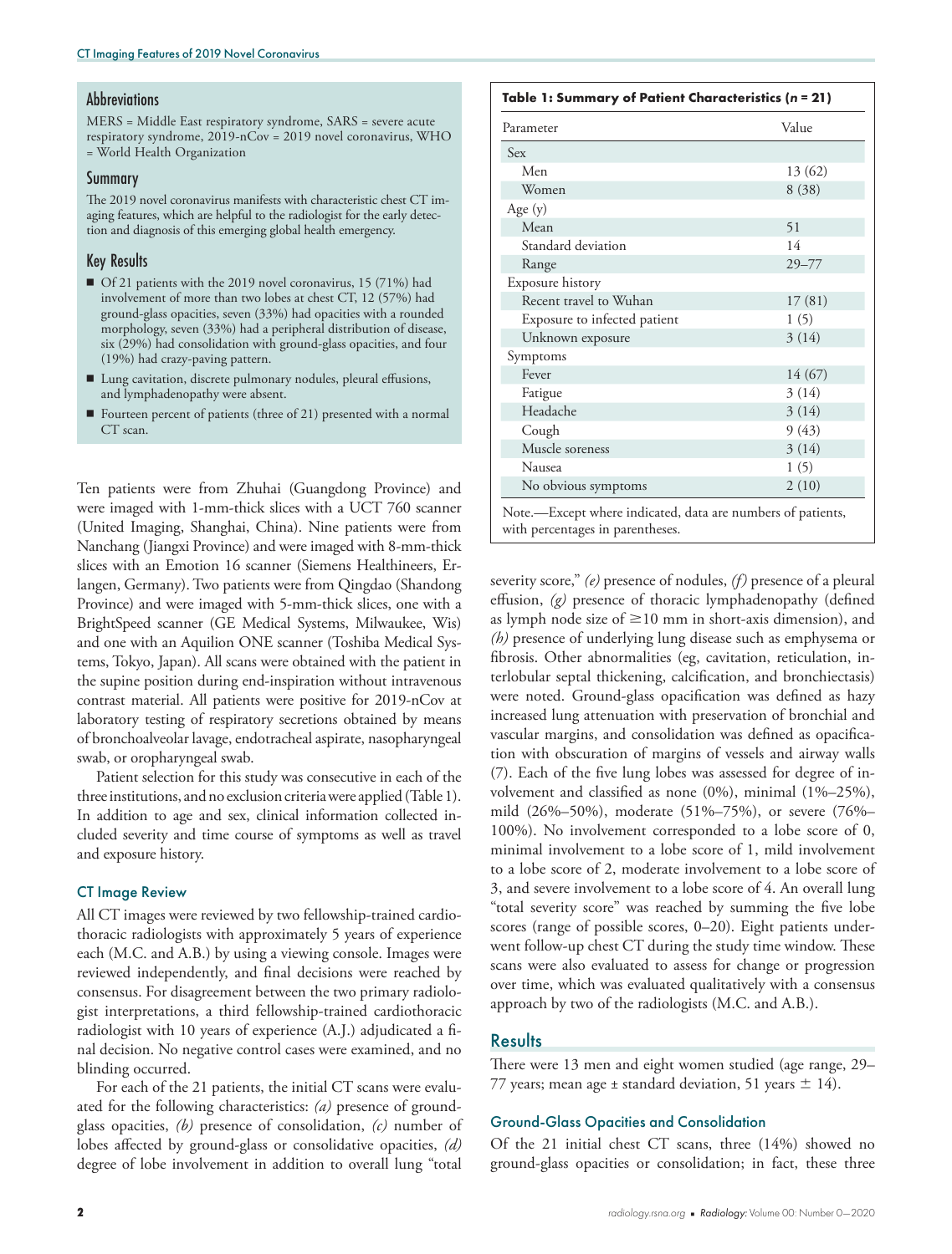## Abbreviations

MERS = Middle East respiratory syndrome, SARS = severe acute respiratory syndrome, 2019-nCov = 2019 novel coronavirus, WHO = World Health Organization

## Summary

The 2019 novel coronavirus manifests with characteristic chest CT imaging features, which are helpful to the radiologist for the early detection and diagnosis of this emerging global health emergency.

## Key Results

- Of 21 patients with the 2019 novel coronavirus, 15 (71%) had involvement of more than two lobes at chest CT, 12 (57%) had ground-glass opacities, seven (33%) had opacities with a rounded morphology, seven (33%) had a peripheral distribution of disease, six (29%) had consolidation with ground-glass opacities, and four (19%) had crazy-paving pattern.
- Lung cavitation, discrete pulmonary nodules, pleural effusions, and lymphadenopathy were absent.
- Fourteen percent of patients (three of 21) presented with a normal CT scan.

Ten patients were from Zhuhai (Guangdong Province) and were imaged with 1-mm-thick slices with a UCT 760 scanner (United Imaging, Shanghai, China). Nine patients were from Nanchang (Jiangxi Province) and were imaged with 8-mm-thick slices with an Emotion 16 scanner (Siemens Healthineers, Erlangen, Germany). Two patients were from Qingdao (Shandong Province) and were imaged with 5-mm-thick slices, one with a BrightSpeed scanner (GE Medical Systems, Milwaukee, Wis) and one with an Aquilion ONE scanner (Toshiba Medical Systems, Tokyo, Japan). All scans were obtained with the patient in the supine position during end-inspiration without intravenous contrast material. All patients were positive for 2019-nCov at laboratory testing of respiratory secretions obtained by means of bronchoalveolar lavage, endotracheal aspirate, nasopharyngeal swab, or oropharyngeal swab.

Patient selection for this study was consecutive in each of the three institutions, and no exclusion criteria were applied (Table 1). In addition to age and sex, clinical information collected included severity and time course of symptoms as well as travel and exposure history.

**Table 1: Summary of Patient Characteristics (*n* = 21)**

| Parameter | Value |
|---|---|
| Sex | |
| Men | 13 (62) |
| Women | 8 (38) |
| Age (y) | |
| Mean | 51 |
| Standard deviation | 14 |
| Range | 29–77 |
| Exposure history | |
| Recent travel to Wuhan | 17 (81) |
| Exposure to infected patient | 1 (5) |
| Unknown exposure | 3 (14) |
| Symptoms | |
| Fever | 14 (67) |
| Fatigue | 3 (14) |
| Headache | 3 (14) |
| Cough | 9 (43) |
| Muscle soreness | 3 (14) |
| Nausea | 1 (5) |
| No obvious symptoms | 2 (10) |

Note.—Except where indicated, data are numbers of patients, with percentages in parentheses.

### CT Image Review

All CT images were reviewed by two fellowship-trained cardiothoracic radiologists with approximately 5 years of experience each (M.C. and A.B.) by using a viewing console. Images were reviewed independently, and final decisions were reached by consensus. For disagreement between the two primary radiologist interpretations, a third fellowship-trained cardiothoracic radiologist with 10 years of experience (A.J.) adjudicated a final decision. No negative control cases were examined, and no blinding occurred.

For each of the 21 patients, the initial CT scans were evaluated for the following characteristics: *(a)* presence of ground-glass opacities, *(b)* presence of consolidation, *(c)* number of lobes affected by ground-glass or consolidative opacities, *(d)* degree of lobe involvement in addition to overall lung "total severity score," *(e)* presence of nodules, *(f)* presence of a pleural effusion, *(g)* presence of thoracic lymphadenopathy (defined as lymph node size of ≥10 mm in short-axis dimension), and *(h)* presence of underlying lung disease such as emphysema or fibrosis. Other abnormalities (eg, cavitation, reticulation, interlobular septal thickening, calcification, and bronchiectasis) were noted. Ground-glass opacification was defined as hazy increased lung attenuation with preservation of bronchial and vascular margins, and consolidation was defined as opacification with obscuration of margins of vessels and airway walls (7). Each of the five lung lobes was assessed for degree of involvement and classified as none (0%), minimal (1%–25%), mild (26%–50%), moderate (51%–75%), or severe (76%–100%). No involvement corresponded to a lobe score of 0, minimal involvement to a lobe score of 1, mild involvement to a lobe score of 2, moderate involvement to a lobe score of 3, and severe involvement to a lobe score of 4. An overall lung "total severity score" was reached by summing the five lobe scores (range of possible scores, 0–20). Eight patients underwent follow-up chest CT during the study time window. These scans were also evaluated to assess for change or progression over time, which was evaluated qualitatively with a consensus approach by two of the radiologists (M.C. and A.B.).

## Results

There were 13 men and eight women studied (age range, 29–77 years; mean age ± standard deviation, 51 years ± 14).

### Ground-Glass Opacities and Consolidation

Of the 21 initial chest CT scans, three (14%) showed no ground-glass opacities or consolidation; in fact, these three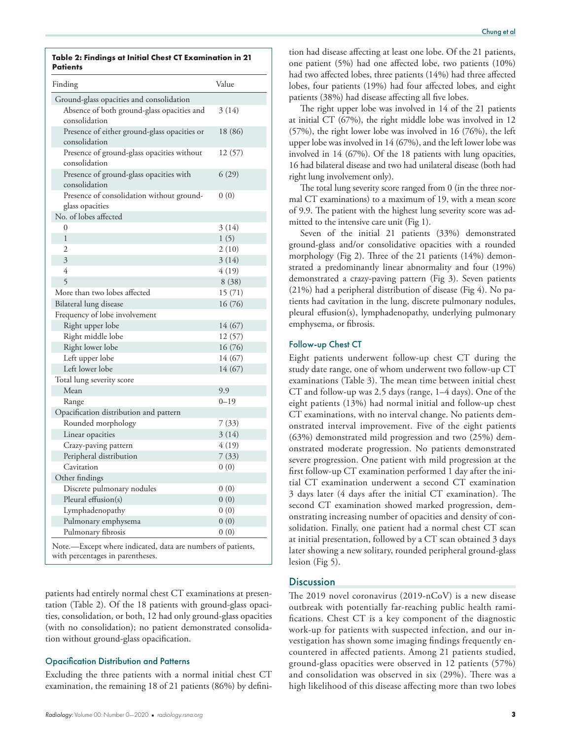**Table 2: Findings at Initial Chest CT Examination in 21 Patients**

| Finding | Value |
|---|---|
| Ground-glass opacities and consolidation | |
| Absence of both ground-glass opacities and consolidation | 3 (14) |
| Presence of either ground-glass opacities or consolidation | 18 (86) |
| Presence of ground-glass opacities without consolidation | 12 (57) |
| Presence of ground-glass opacities with consolidation | 6 (29) |
| Presence of consolidation without ground-glass opacities | 0 (0) |
| No. of lobes affected | |
| 0 | 3 (14) |
| 1 | 1 (5) |
| 2 | 2 (10) |
| 3 | 3 (14) |
| 4 | 4 (19) |
| 5 | 8 (38) |
| More than two lobes affected | 15 (71) |
| Bilateral lung disease | 16 (76) |
| Frequency of lobe involvement | |
| Right upper lobe | 14 (67) |
| Right middle lobe | 12 (57) |
| Right lower lobe | 16 (76) |
| Left upper lobe | 14 (67) |
| Left lower lobe | 14 (67) |
| Total lung severity score | |
| Mean | 9.9 |
| Range | 0–19 |
| Opacification distribution and pattern | |
| Rounded morphology | 7 (33) |
| Linear opacities | 3 (14) |
| Crazy-paving pattern | 4 (19) |
| Peripheral distribution | 7 (33) |
| Cavitation | 0 (0) |
| Other findings | |
| Discrete pulmonary nodules | 0 (0) |
| Pleural effusion(s) | 0 (0) |
| Lymphadenopathy | 0 (0) |
| Pulmonary emphysema | 0 (0) |
| Pulmonary fibrosis | 0 (0) |

Note.—Except where indicated, data are numbers of patients, with percentages in parentheses.

patients had entirely normal chest CT examinations at presentation (Table 2). Of the 18 patients with ground-glass opacities, consolidation, or both, 12 had only ground-glass opacities (with no consolidation); no patient demonstrated consolidation without ground-glass opacification.

### Opacification Distribution and Patterns

Excluding the three patients with a normal initial chest CT examination, the remaining 18 of 21 patients (86%) by definition had disease affecting at least one lobe. Of the 21 patients, one patient (5%) had one affected lobe, two patients (10%) had two affected lobes, three patients (14%) had three affected lobes, four patients (19%) had four affected lobes, and eight patients (38%) had disease affecting all five lobes.

The right upper lobe was involved in 14 of the 21 patients at initial CT (67%), the right middle lobe was involved in 12 (57%), the right lower lobe was involved in 16 (76%), the left upper lobe was involved in 14 (67%), and the left lower lobe was involved in 14 (67%). Of the 18 patients with lung opacities, 16 had bilateral disease and two had unilateral disease (both had right lung involvement only).

The total lung severity score ranged from 0 (in the three normal CT examinations) to a maximum of 19, with a mean score of 9.9. The patient with the highest lung severity score was admitted to the intensive care unit (Fig 1).

Seven of the initial 21 patients (33%) demonstrated ground-glass and/or consolidative opacities with a rounded morphology (Fig 2). Three of the 21 patients (14%) demonstrated a predominantly linear abnormality and four (19%) demonstrated a crazy-paving pattern (Fig 3). Seven patients (21%) had a peripheral distribution of disease (Fig 4). No patients had cavitation in the lung, discrete pulmonary nodules, pleural effusion(s), lymphadenopathy, underlying pulmonary emphysema, or fibrosis.

### Follow-up Chest CT

Eight patients underwent follow-up chest CT during the study date range, one of whom underwent two follow-up CT examinations (Table 3). The mean time between initial chest CT and follow-up was 2.5 days (range, 1–4 days). One of the eight patients (13%) had normal initial and follow-up chest CT examinations, with no interval change. No patients demonstrated interval improvement. Five of the eight patients (63%) demonstrated mild progression and two (25%) demonstrated moderate progression. No patients demonstrated severe progression. One patient with mild progression at the first follow-up CT examination performed 1 day after the initial CT examination underwent a second CT examination 3 days later (4 days after the initial CT examination). The second CT examination showed marked progression, demonstrating increasing number of opacities and density of consolidation. Finally, one patient had a normal chest CT scan at initial presentation, followed by a CT scan obtained 3 days later showing a new solitary, rounded peripheral ground-glass lesion (Fig 5).

## Discussion

The 2019 novel coronavirus (2019-nCoV) is a new disease outbreak with potentially far-reaching public health ramifications. Chest CT is a key component of the diagnostic work-up for patients with suspected infection, and our investigation has shown some imaging findings frequently encountered in affected patients. Among 21 patients studied, ground-glass opacities were observed in 12 patients (57%) and consolidation was observed in six (29%). There was a high likelihood of this disease affecting more than two lobes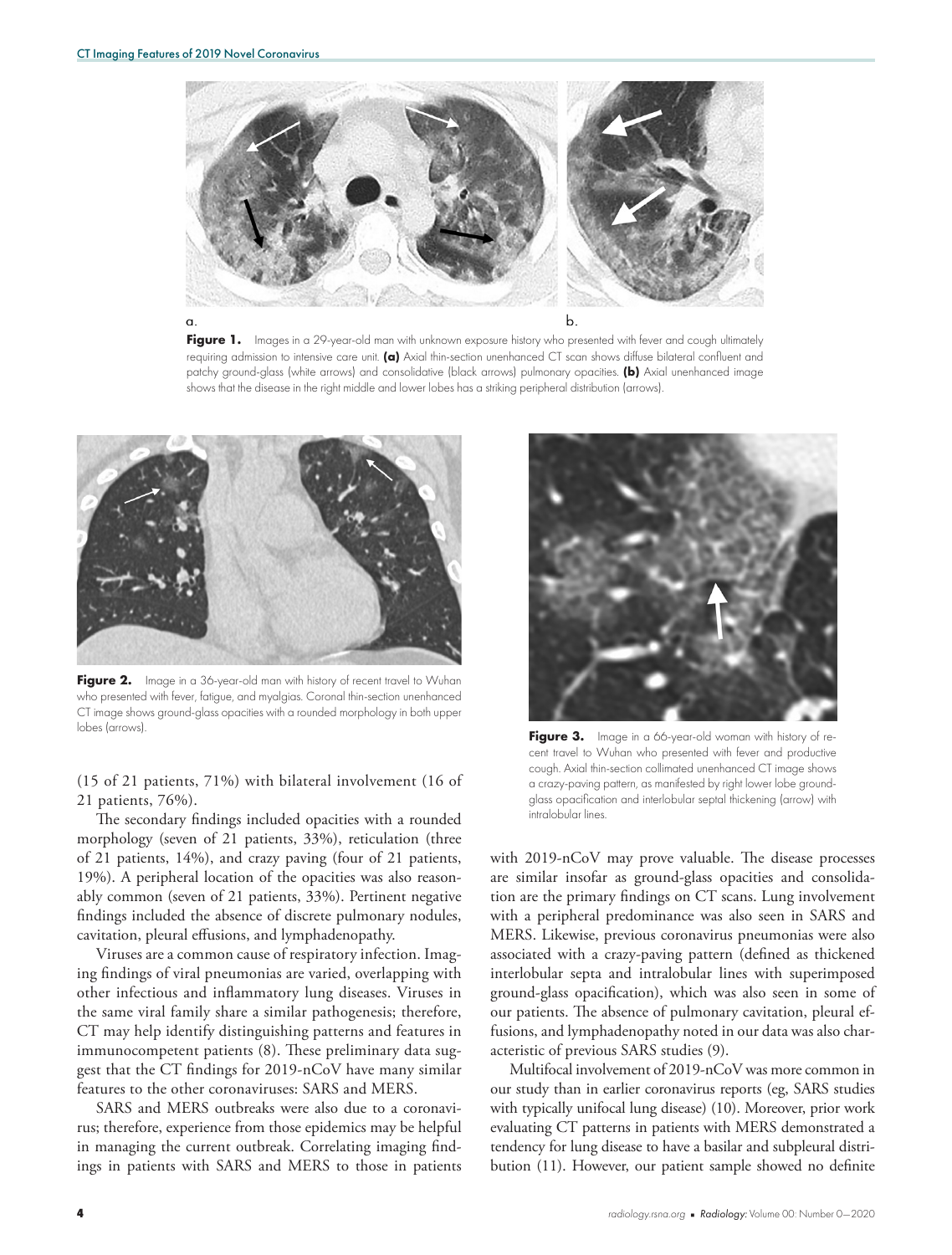**Figure 1.** Images in a 29-year-old man with unknown exposure history who presented with fever and cough ultimately requiring admission to intensive care unit. **(a)** Axial thin-section unenhanced CT scan shows diffuse bilateral confluent and patchy ground-glass (white arrows) and consolidative (black arrows) pulmonary opacities. **(b)** Axial unenhanced image shows that the disease in the right middle and lower lobes has a striking peripheral distribution (arrows).

**Figure 2.** Image in a 36-year-old man with history of recent travel to Wuhan who presented with fever, fatigue, and myalgias. Coronal thin-section unenhanced CT image shows ground-glass opacities with a rounded morphology in both upper lobes (arrows).

**Figure 3.** Image in a 66-year-old woman with history of recent travel to Wuhan who presented with fever and productive cough. Axial thin-section collimated unenhanced CT image shows a crazy-paving pattern, as manifested by right lower lobe ground-glass opacification and interlobular septal thickening (arrow) with intralobular lines.

(15 of 21 patients, 71%) with bilateral involvement (16 of 21 patients, 76%).

The secondary findings included opacities with a rounded morphology (seven of 21 patients, 33%), reticulation (three of 21 patients, 14%), and crazy paving (four of 21 patients, 19%). A peripheral location of the opacities was also reasonably common (seven of 21 patients, 33%). Pertinent negative findings included the absence of discrete pulmonary nodules, cavitation, pleural effusions, and lymphadenopathy.

Viruses are a common cause of respiratory infection. Imaging findings of viral pneumonias are varied, overlapping with other infectious and inflammatory lung diseases. Viruses in the same viral family share a similar pathogenesis; therefore, CT may help identify distinguishing patterns and features in immunocompetent patients (8). These preliminary data suggest that the CT findings for 2019-nCoV have many similar features to the other coronaviruses: SARS and MERS.

SARS and MERS outbreaks were also due to a coronavirus; therefore, experience from those epidemics may be helpful in managing the current outbreak. Correlating imaging findings in patients with SARS and MERS to those in patients with 2019-nCoV may prove valuable. The disease processes are similar insofar as ground-glass opacities and consolidation are the primary findings on CT scans. Lung involvement with a peripheral predominance was also seen in SARS and MERS. Likewise, previous coronavirus pneumonias were also associated with a crazy-paving pattern (defined as thickened interlobular septa and intralobular lines with superimposed ground-glass opacification), which was also seen in some of our patients. The absence of pulmonary cavitation, pleural effusions, and lymphadenopathy noted in our data was also characteristic of previous SARS studies (9).

Multifocal involvement of 2019-nCoV was more common in our study than in earlier coronavirus reports (eg, SARS studies with typically unifocal lung disease) (10). Moreover, prior work evaluating CT patterns in patients with MERS demonstrated a tendency for lung disease to have a basilar and subpleural distribution (11). However, our patient sample showed no definite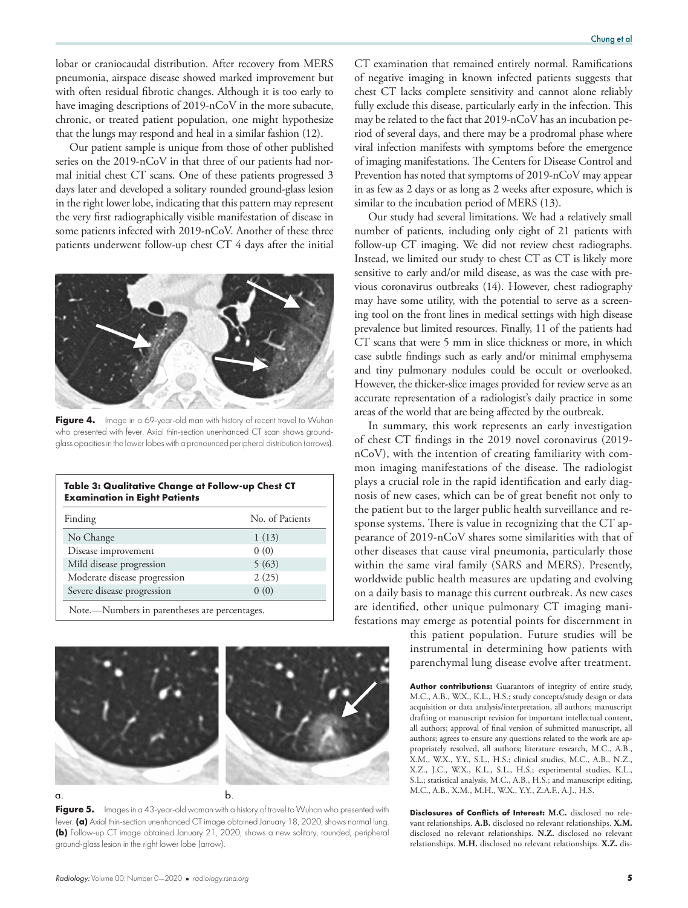lobar or craniocaudal distribution. After recovery from MERS pneumonia, airspace disease showed marked improvement but with often residual fibrotic changes. Although it is too early to have imaging descriptions of 2019-nCoV in the more subacute, chronic, or treated patient population, one might hypothesize that the lungs may respond and heal in a similar fashion (12).

Our patient sample is unique from those of other published series on the 2019-nCoV in that three of our patients had normal initial chest CT scans. One of these patients progressed 3 days later and developed a solitary rounded ground-glass lesion in the right lower lobe, indicating that this pattern may represent the very first radiographically visible manifestation of disease in some patients infected with 2019-nCoV. Another of these three patients underwent follow-up chest CT 4 days after the initial CT examination that remained entirely normal. Ramifications of negative imaging in known infected patients suggests that chest CT lacks complete sensitivity and cannot alone reliably fully exclude this disease, particularly early in the infection. This may be related to the fact that 2019-nCoV has an incubation period of several days, and there may be a prodromal phase where viral infection manifests with symptoms before the emergence of imaging manifestations. The Centers for Disease Control and Prevention has noted that symptoms of 2019-nCoV may appear in as few as 2 days or as long as 2 weeks after exposure, which is similar to the incubation period of MERS (13).

**Figure 4.** Image in a 69-year-old man with history of recent travel to Wuhan who presented with fever. Axial thin-section unenhanced CT scan shows ground-glass opacities in the lower lobes with a pronounced peripheral distribution (arrows).

**Table 3: Qualitative Change at Follow-up Chest CT Examination in Eight Patients**

| Finding | No. of Patients |
|---|---|
| No Change | 1 (13) |
| Disease improvement | 0 (0) |
| Mild disease progression | 5 (63) |
| Moderate disease progression | 2 (25) |
| Severe disease progression | 0 (0) |

Note.—Numbers in parentheses are percentages.

**Figure 5.** Images in a 43-year-old woman with a history of travel to Wuhan who presented with fever. **(a)** Axial thin-section unenhanced CT image obtained January 18, 2020, shows normal lung. **(b)** Follow-up CT image obtained January 21, 2020, shows a new solitary, rounded, peripheral ground-glass lesion in the right lower lobe (arrow).

Our study had several limitations. We had a relatively small number of patients, including only eight of 21 patients with follow-up CT imaging. We did not review chest radiographs. Instead, we limited our study to chest CT as CT is likely more sensitive to early and/or mild disease, as was the case with previous coronavirus outbreaks (14). However, chest radiography may have some utility, with the potential to serve as a screening tool on the front lines in medical settings with high disease prevalence but limited resources. Finally, 11 of the patients had CT scans that were 5 mm in slice thickness or more, in which case subtle findings such as early and/or minimal emphysema and tiny pulmonary nodules could be occult or overlooked. However, the thicker-slice images provided for review serve as an accurate representation of a radiologist's daily practice in some areas of the world that are being affected by the outbreak.

In summary, this work represents an early investigation of chest CT findings in the 2019 novel coronavirus (2019-nCoV), with the intention of creating familiarity with common imaging manifestations of the disease. The radiologist plays a crucial role in the rapid identification and early diagnosis of new cases, which can be of great benefit not only to the patient but to the larger public health surveillance and response systems. There is value in recognizing that the CT appearance of 2019-nCoV shares some similarities with that of other diseases that cause viral pneumonia, particularly those within the same viral family (SARS and MERS). Presently, worldwide public health measures are updating and evolving on a daily basis to manage this current outbreak. As new cases are identified, other unique pulmonary CT imaging manifestations may emerge as potential points for discernment in this patient population. Future studies will be instrumental in determining how patients with parenchymal lung disease evolve after treatment.

**Author contributions:** Guarantors of integrity of entire study, M.C., A.B., W.X., K.L., H.S.; study concepts/study design or data acquisition or data analysis/interpretation, all authors; manuscript drafting or manuscript revision for important intellectual content, all authors; approval of final version of submitted manuscript, all authors; agrees to ensure any questions related to the work are appropriately resolved, all authors; literature research, M.C., A.B., X.M., W.X., Y.Y., S.L., H.S.; clinical studies, M.C., A.B., N.Z., X.Z., J.C., W.X., K.L., S.L., H.S.; experimental studies, K.L., S.L.; statistical analysis, M.C., A.B., H.S.; and manuscript editing, M.C., A.B., X.M., M.H., W.X., Y.Y., Z.A.F., A.J., H.S.

**Disclosures of Conflicts of Interest:** **M.C.** disclosed no relevant relationships. **A.B.** disclosed no relevant relationships. **X.M.** disclosed no relevant relationships. **N.Z.** disclosed no relevant relationships. **M.H.** disclosed no relevant relationships. **X.Z.** dis-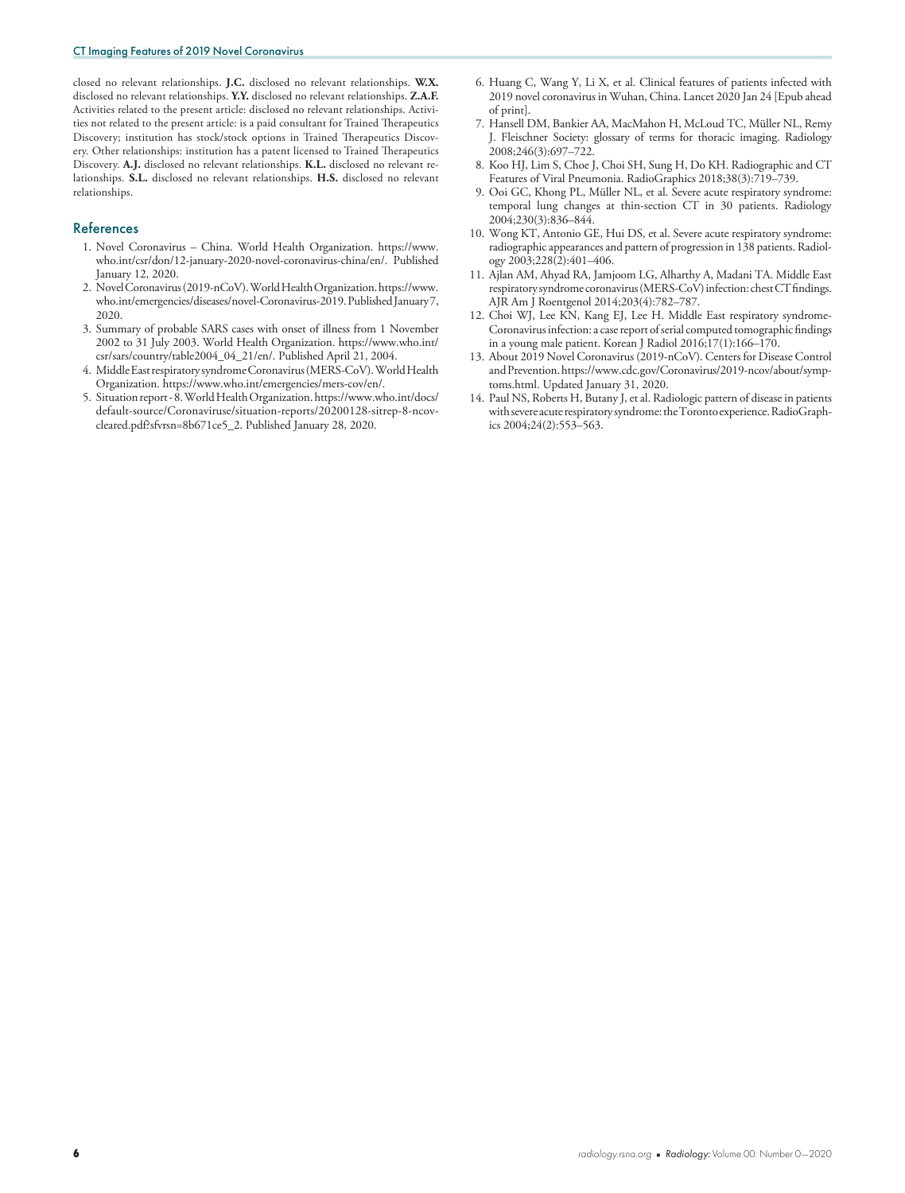closed no relevant relationships. **J.C.** disclosed no relevant relationships. **W.X.** disclosed no relevant relationships. **Y.Y.** disclosed no relevant relationships. **Z.A.F.** Activities related to the present article: disclosed no relevant relationships. Activities not related to the present article: is a paid consultant for Trained Therapeutics Discovery; institution has stock/stock options in Trained Therapeutics Discovery. Other relationships: institution has a patent licensed to Trained Therapeutics Discovery. **A.J.** disclosed no relevant relationships. **K.L.** disclosed no relevant relationships. **S.L.** disclosed no relevant relationships. **H.S.** disclosed no relevant relationships.

## References

1. Novel Coronavirus – China. World Health Organization. https://www.who.int/csr/don/12-january-2020-novel-coronavirus-china/en/. Published January 12, 2020.
2. Novel Coronavirus (2019-nCoV). World Health Organization. https://www.who.int/emergencies/diseases/novel-Coronavirus-2019. Published January 7, 2020.
3. Summary of probable SARS cases with onset of illness from 1 November 2002 to 31 July 2003. World Health Organization. https://www.who.int/csr/sars/country/table2004_04_21/en/. Published April 21, 2004.
4. Middle East respiratory syndrome Coronavirus (MERS-CoV). World Health Organization. https://www.who.int/emergencies/mers-cov/en/.
5. Situation report - 8. World Health Organization. https://www.who.int/docs/default-source/Coronaviruse/situation-reports/20200128-sitrep-8-ncov-cleared.pdf?sfvrsn=8b671ce5_2. Published January 28, 2020.
6. Huang C, Wang Y, Li X, et al. Clinical features of patients infected with 2019 novel coronavirus in Wuhan, China. Lancet 2020 Jan 24 [Epub ahead of print].
7. Hansell DM, Bankier AA, MacMahon H, McLoud TC, Müller NL, Remy J. Fleischner Society: glossary of terms for thoracic imaging. Radiology 2008;246(3):697–722.
8. Koo HJ, Lim S, Choe J, Choi SH, Sung H, Do KH. Radiographic and CT Features of Viral Pneumonia. RadioGraphics 2018;38(3):719–739.
9. Ooi GC, Khong PL, Müller NL, et al. Severe acute respiratory syndrome: temporal lung changes at thin-section CT in 30 patients. Radiology 2004;230(3):836–844.
10. Wong KT, Antonio GE, Hui DS, et al. Severe acute respiratory syndrome: radiographic appearances and pattern of progression in 138 patients. Radiology 2003;228(2):401–406.
11. Ajlan AM, Ahyad RA, Jamjoom LG, Alharthy A, Madani TA. Middle East respiratory syndrome coronavirus (MERS-CoV) infection: chest CT findings. AJR Am J Roentgenol 2014;203(4):782–787.
12. Choi WJ, Lee KN, Kang EJ, Lee H. Middle East respiratory syndrome-Coronavirus infection: a case report of serial computed tomographic findings in a young male patient. Korean J Radiol 2016;17(1):166–170.
13. About 2019 Novel Coronavirus (2019-nCoV). Centers for Disease Control and Prevention. https://www.cdc.gov/Coronavirus/2019-ncov/about/symptoms.html. Updated January 31, 2020.
14. Paul NS, Roberts H, Butany J, et al. Radiologic pattern of disease in patients with severe acute respiratory syndrome: the Toronto experience. RadioGraphics 2004;24(2):553–563.